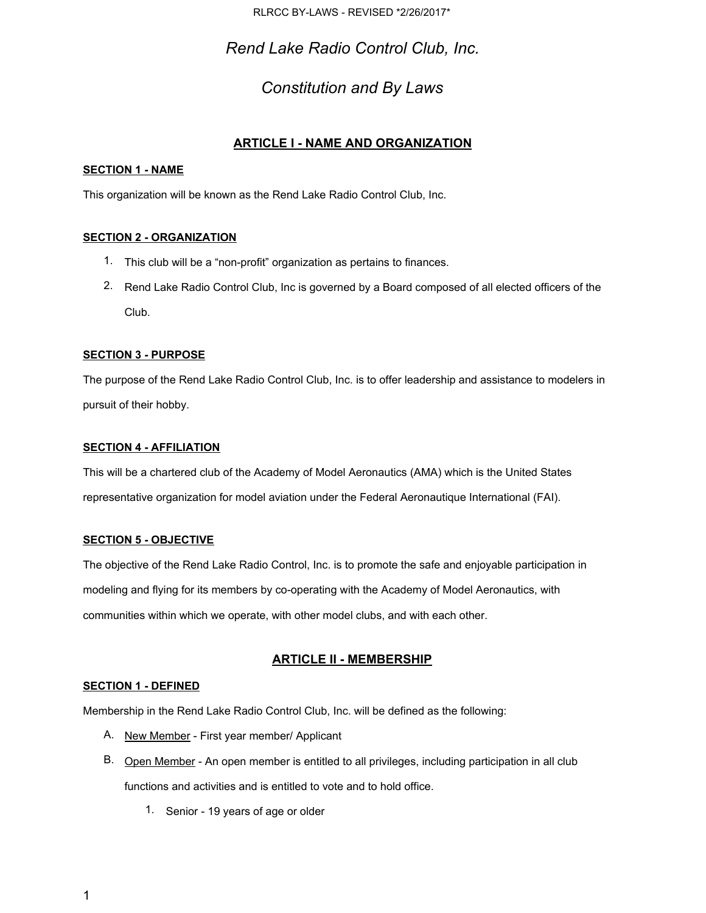# *Rend Lake Radio Control Club, Inc.*

# *Constitution and By Laws*

## ARTICLE I - NAME AND ORGANIZATION

### SECTION 1 - NAME

This organization will be known as the Rend Lake Radio Control Club, Inc.

### SECTION 2 - ORGANIZATION

1. This club will be a "non-profit" organization as pertains to finances.
2. Rend Lake Radio Control Club, Inc is governed by a Board composed of all elected officers of the Club.

### SECTION 3 - PURPOSE

The purpose of the Rend Lake Radio Control Club, Inc. is to offer leadership and assistance to modelers in pursuit of their hobby.

### SECTION 4 - AFFILIATION

This will be a chartered club of the Academy of Model Aeronautics (AMA) which is the United States representative organization for model aviation under the Federal Aeronautique International (FAI).

### SECTION 5 - OBJECTIVE

The objective of the Rend Lake Radio Control, Inc. is to promote the safe and enjoyable participation in modeling and flying for its members by co-operating with the Academy of Model Aeronautics, with communities within which we operate, with other model clubs, and with each other.

## ARTICLE II - MEMBERSHIP

### SECTION 1 - DEFINED

Membership in the Rend Lake Radio Control Club, Inc. will be defined as the following:

A. New Member - First year member/ Applicant

B. Open Member - An open member is entitled to all privileges, including participation in all club functions and activities and is entitled to vote and to hold office.

   1. Senior - 19 years of age or older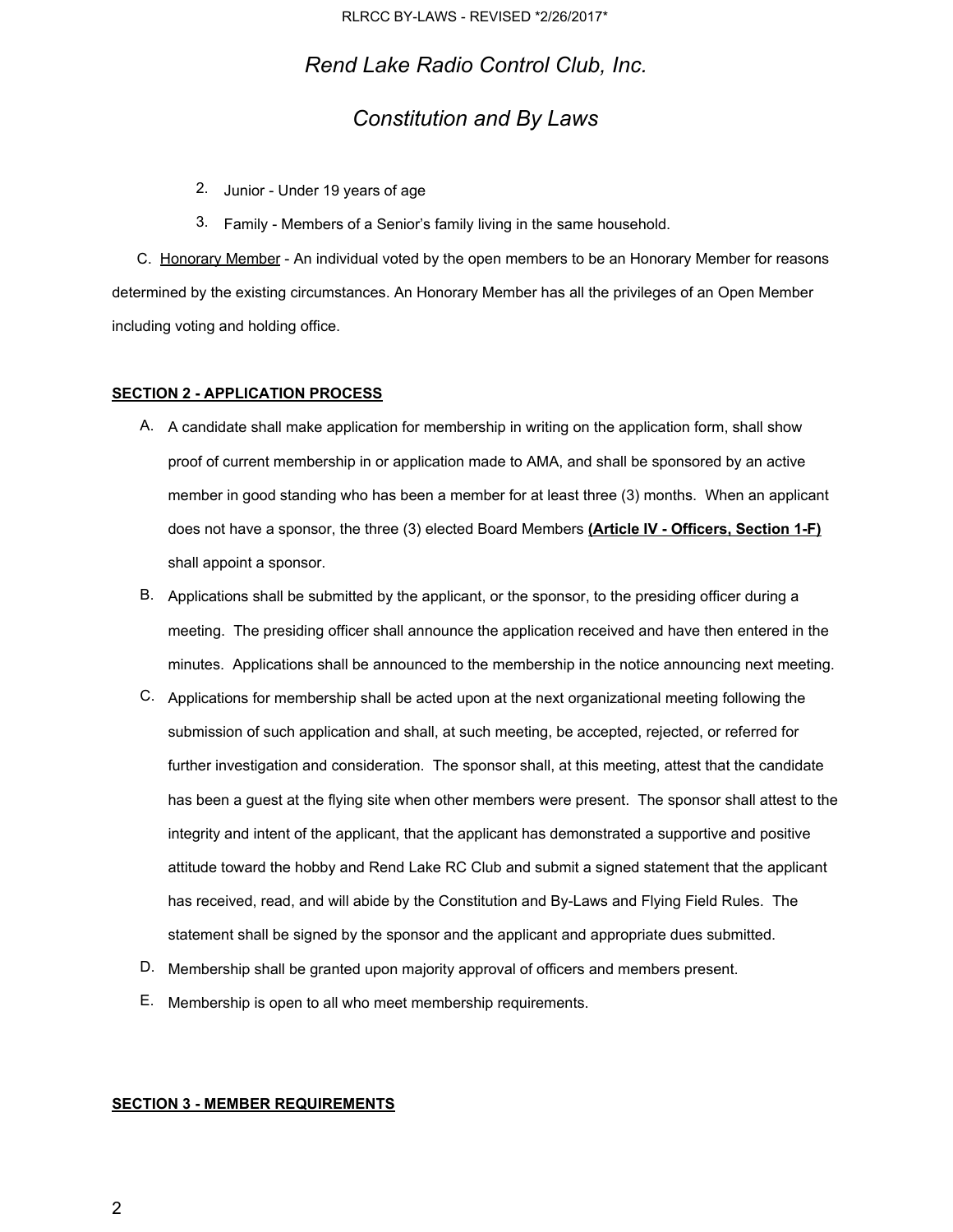2. Junior - Under 19 years of age
3. Family - Members of a Senior's family living in the same household.

C. Honorary Member - An individual voted by the open members to be an Honorary Member for reasons determined by the existing circumstances. An Honorary Member has all the privileges of an Open Member including voting and holding office.

**SECTION 2 - APPLICATION PROCESS**

A. A candidate shall make application for membership in writing on the application form, shall show proof of current membership in or application made to AMA, and shall be sponsored by an active member in good standing who has been a member for at least three (3) months. When an applicant does not have a sponsor, the three (3) elected Board Members **(Article IV - Officers, Section 1-F)** shall appoint a sponsor.

B. Applications shall be submitted by the applicant, or the sponsor, to the presiding officer during a meeting. The presiding officer shall announce the application received and have then entered in the minutes. Applications shall be announced to the membership in the notice announcing next meeting.

C. Applications for membership shall be acted upon at the next organizational meeting following the submission of such application and shall, at such meeting, be accepted, rejected, or referred for further investigation and consideration. The sponsor shall, at this meeting, attest that the candidate has been a guest at the flying site when other members were present. The sponsor shall attest to the integrity and intent of the applicant, that the applicant has demonstrated a supportive and positive attitude toward the hobby and Rend Lake RC Club and submit a signed statement that the applicant has received, read, and will abide by the Constitution and By-Laws and Flying Field Rules. The statement shall be signed by the sponsor and the applicant and appropriate dues submitted.

D. Membership shall be granted upon majority approval of officers and members present.

E. Membership is open to all who meet membership requirements.

**SECTION 3 - MEMBER REQUIREMENTS**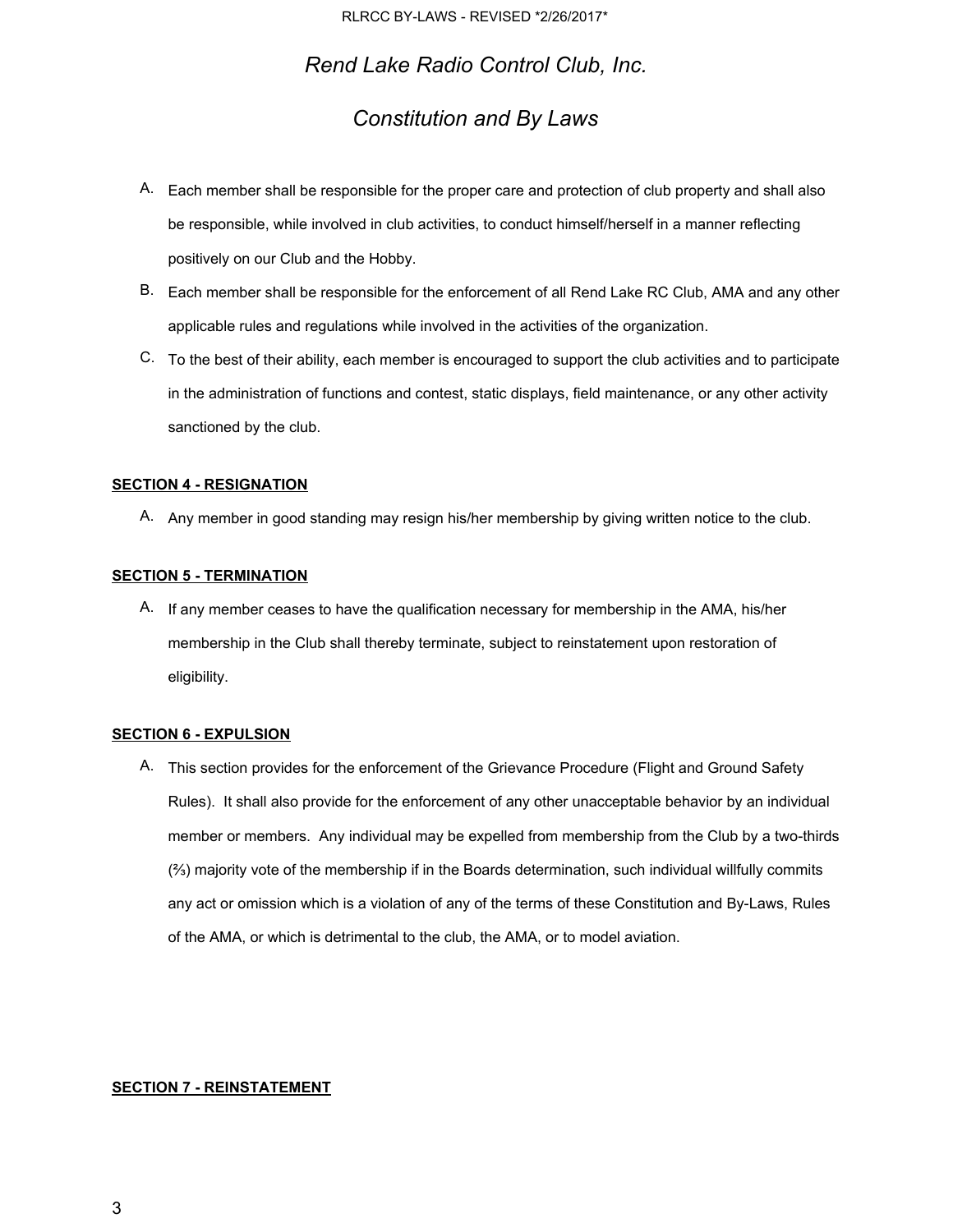*Rend Lake Radio Control Club, Inc.*

*Constitution and By Laws*

A. Each member shall be responsible for the proper care and protection of club property and shall also be responsible, while involved in club activities, to conduct himself/herself in a manner reflecting positively on our Club and the Hobby.

B. Each member shall be responsible for the enforcement of all Rend Lake RC Club, AMA and any other applicable rules and regulations while involved in the activities of the organization.

C. To the best of their ability, each member is encouraged to support the club activities and to participate in the administration of functions and contest, static displays, field maintenance, or any other activity sanctioned by the club.

**SECTION 4 - RESIGNATION**

A. Any member in good standing may resign his/her membership by giving written notice to the club.

**SECTION 5 - TERMINATION**

A. If any member ceases to have the qualification necessary for membership in the AMA, his/her membership in the Club shall thereby terminate, subject to reinstatement upon restoration of eligibility.

**SECTION 6 - EXPULSION**

A. This section provides for the enforcement of the Grievance Procedure (Flight and Ground Safety Rules). It shall also provide for the enforcement of any other unacceptable behavior by an individual member or members. Any individual may be expelled from membership from the Club by a two-thirds (⅔) majority vote of the membership if in the Boards determination, such individual willfully commits any act or omission which is a violation of any of the terms of these Constitution and By-Laws, Rules of the AMA, or which is detrimental to the club, the AMA, or to model aviation.

**SECTION 7 - REINSTATEMENT**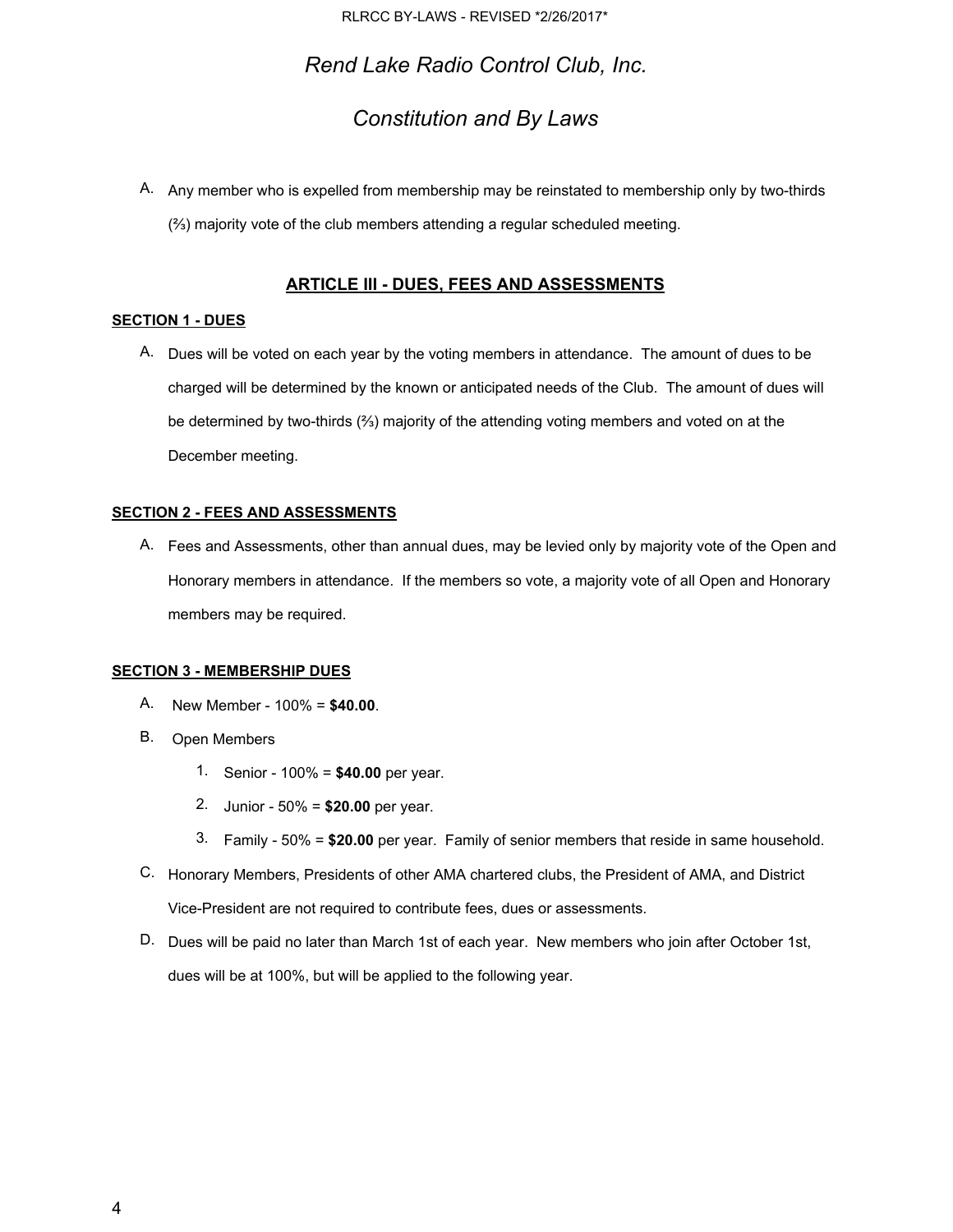# Rend Lake Radio Control Club, Inc.

# Constitution and By Laws

A. Any member who is expelled from membership may be reinstated to membership only by two-thirds (⅔) majority vote of the club members attending a regular scheduled meeting.

## ARTICLE III - DUES, FEES AND ASSESSMENTS

### SECTION 1 - DUES

A. Dues will be voted on each year by the voting members in attendance. The amount of dues to be charged will be determined by the known or anticipated needs of the Club. The amount of dues will be determined by two-thirds (⅔) majority of the attending voting members and voted on at the December meeting.

### SECTION 2 - FEES AND ASSESSMENTS

A. Fees and Assessments, other than annual dues, may be levied only by majority vote of the Open and Honorary members in attendance. If the members so vote, a majority vote of all Open and Honorary members may be required.

### SECTION 3 - MEMBERSHIP DUES

A. New Member - 100% = **$40.00**.

B. Open Members

1. Senior - 100% = **$40.00** per year.
2. Junior - 50% = **$20.00** per year.
3. Family - 50% = **$20.00** per year. Family of senior members that reside in same household.

C. Honorary Members, Presidents of other AMA chartered clubs, the President of AMA, and District Vice-President are not required to contribute fees, dues or assessments.

D. Dues will be paid no later than March 1st of each year. New members who join after October 1st, dues will be at 100%, but will be applied to the following year.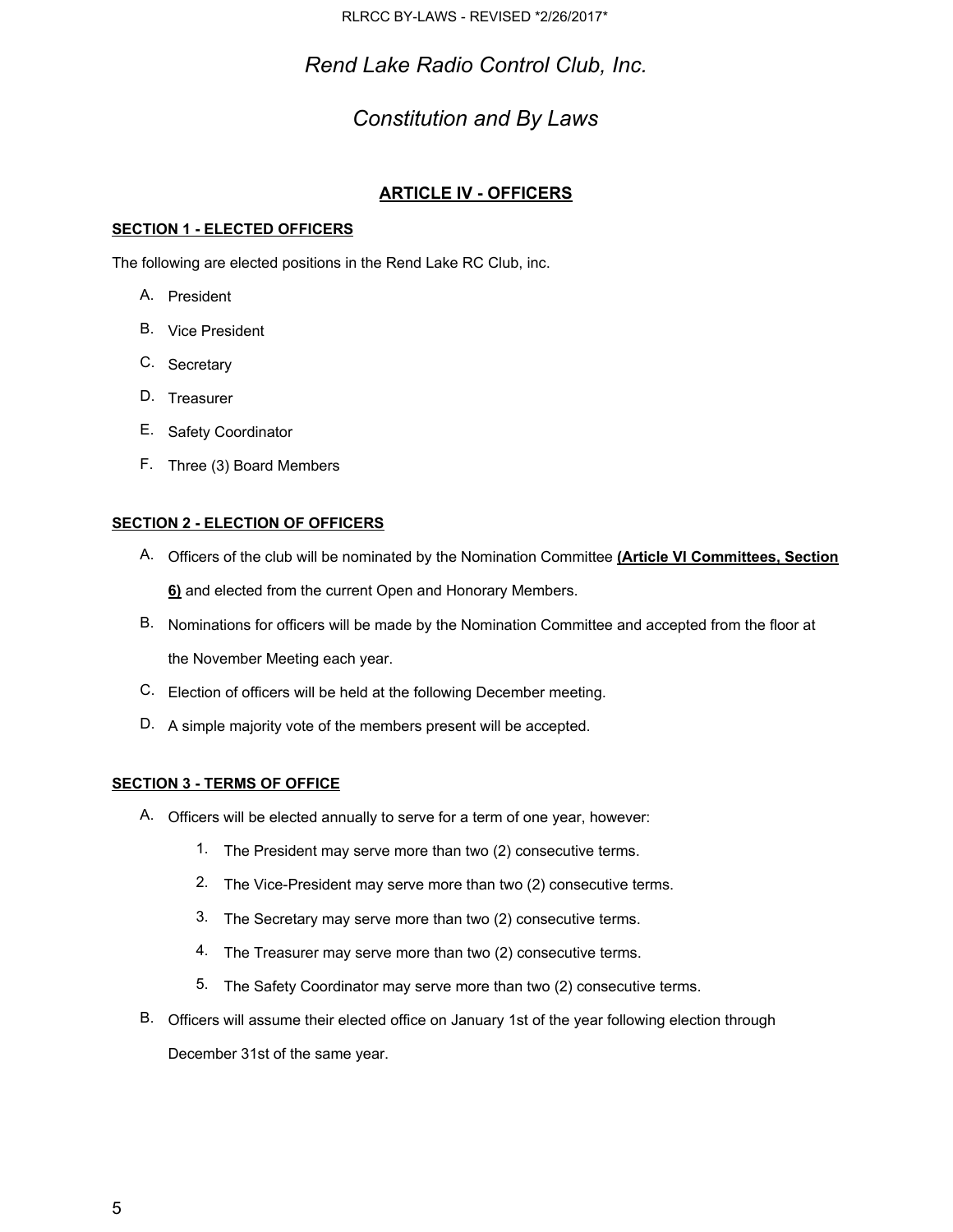# Rend Lake Radio Control Club, Inc.

## Constitution and By Laws

### ARTICLE IV - OFFICERS

**SECTION 1 - ELECTED OFFICERS**

The following are elected positions in the Rend Lake RC Club, inc.

A. President
B. Vice President
C. Secretary
D. Treasurer
E. Safety Coordinator
F. Three (3) Board Members

**SECTION 2 - ELECTION OF OFFICERS**

A. Officers of the club will be nominated by the Nomination Committee **(Article VI Committees, Section 6)** and elected from the current Open and Honorary Members.
B. Nominations for officers will be made by the Nomination Committee and accepted from the floor at the November Meeting each year.
C. Election of officers will be held at the following December meeting.
D. A simple majority vote of the members present will be accepted.

**SECTION 3 - TERMS OF OFFICE**

A. Officers will be elected annually to serve for a term of one year, however:
   1. The President may serve more than two (2) consecutive terms.
   2. The Vice-President may serve more than two (2) consecutive terms.
   3. The Secretary may serve more than two (2) consecutive terms.
   4. The Treasurer may serve more than two (2) consecutive terms.
   5. The Safety Coordinator may serve more than two (2) consecutive terms.
B. Officers will assume their elected office on January 1st of the year following election through December 31st of the same year.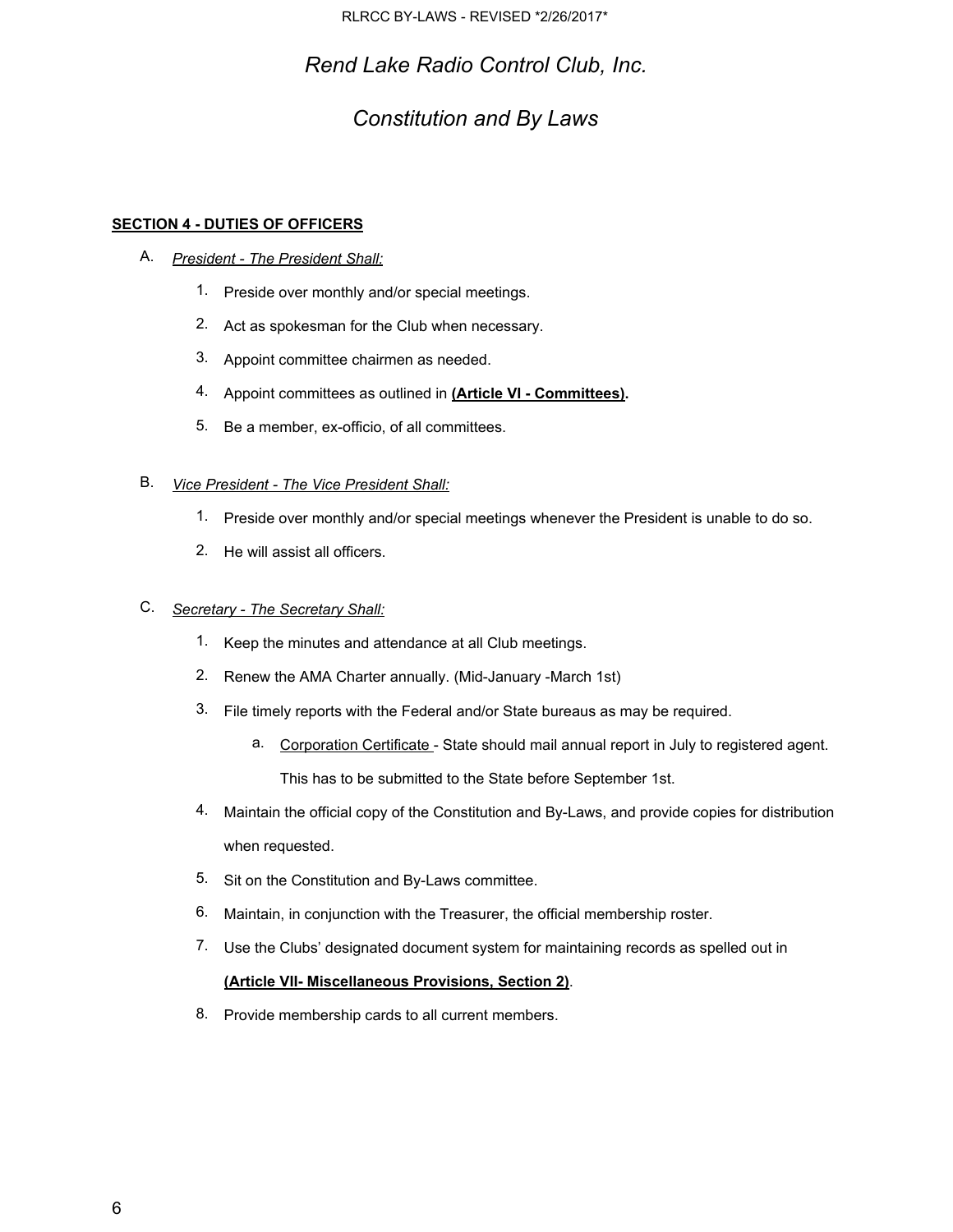# *Rend Lake Radio Control Club, Inc.*

# *Constitution and By Laws*

**SECTION 4 - DUTIES OF OFFICERS**

A. *President - The President Shall:*

1. Preside over monthly and/or special meetings.
2. Act as spokesman for the Club when necessary.
3. Appoint committee chairmen as needed.
4. Appoint committees as outlined in **(Article VI - Committees).**
5. Be a member, ex-officio, of all committees.

B. *Vice President - The Vice President Shall:*

1. Preside over monthly and/or special meetings whenever the President is unable to do so.
2. He will assist all officers.

C. *Secretary - The Secretary Shall:*

1. Keep the minutes and attendance at all Club meetings.
2. Renew the AMA Charter annually. (Mid-January -March 1st)
3. File timely reports with the Federal and/or State bureaus as may be required.
   a. Corporation Certificate - State should mail annual report in July to registered agent. This has to be submitted to the State before September 1st.
4. Maintain the official copy of the Constitution and By-Laws, and provide copies for distribution when requested.
5. Sit on the Constitution and By-Laws committee.
6. Maintain, in conjunction with the Treasurer, the official membership roster.
7. Use the Clubs' designated document system for maintaining records as spelled out in **(Article VII- Miscellaneous Provisions, Section 2)**.
8. Provide membership cards to all current members.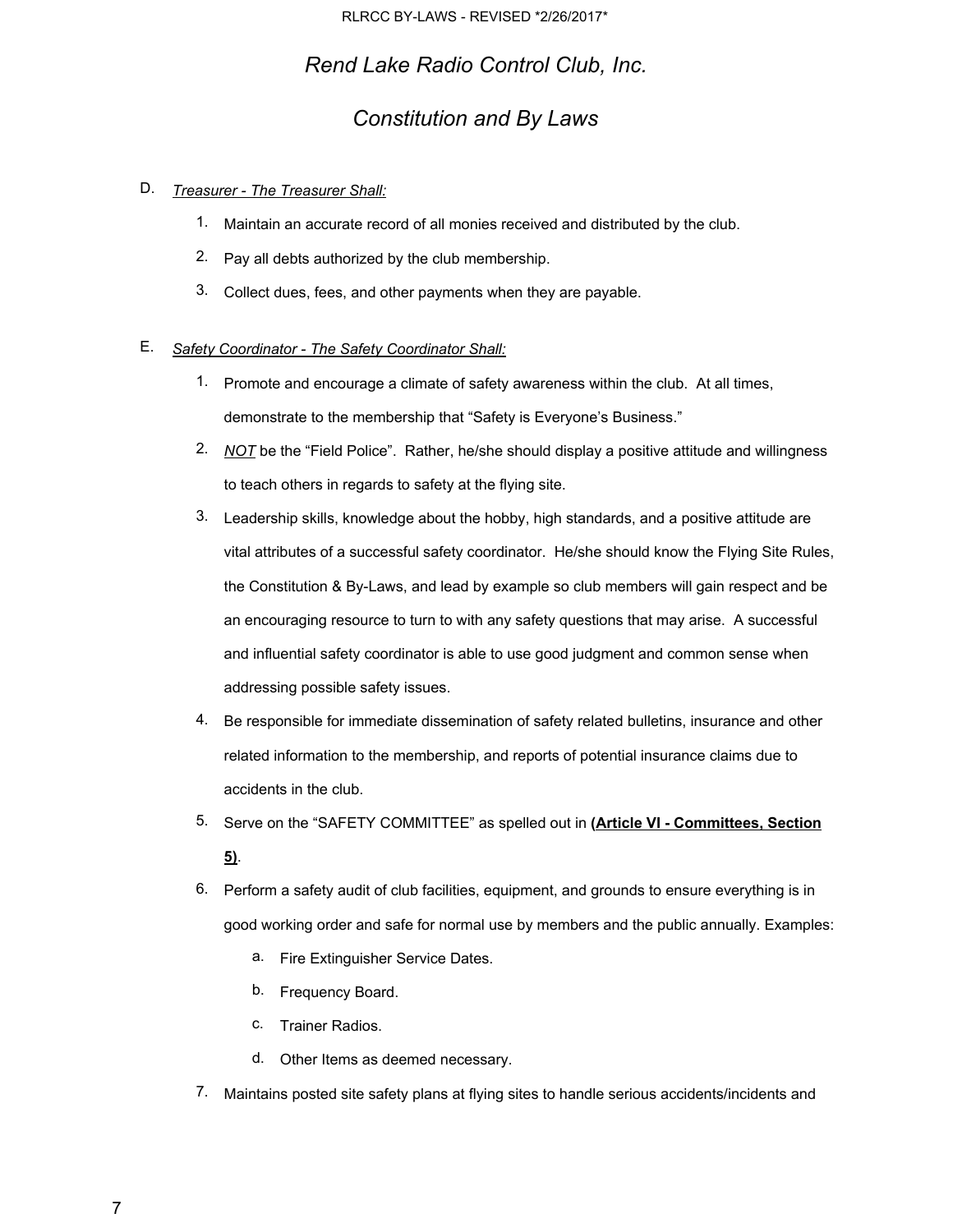# Rend Lake Radio Control Club, Inc.

## Constitution and By Laws

D. *Treasurer - The Treasurer Shall:*

1. Maintain an accurate record of all monies received and distributed by the club.
2. Pay all debts authorized by the club membership.
3. Collect dues, fees, and other payments when they are payable.

E. *Safety Coordinator - The Safety Coordinator Shall:*

1. Promote and encourage a climate of safety awareness within the club. At all times, demonstrate to the membership that "Safety is Everyone's Business."
2. *NOT* be the "Field Police". Rather, he/she should display a positive attitude and willingness to teach others in regards to safety at the flying site.
3. Leadership skills, knowledge about the hobby, high standards, and a positive attitude are vital attributes of a successful safety coordinator. He/she should know the Flying Site Rules, the Constitution & By-Laws, and lead by example so club members will gain respect and be an encouraging resource to turn to with any safety questions that may arise. A successful and influential safety coordinator is able to use good judgment and common sense when addressing possible safety issues.
4. Be responsible for immediate dissemination of safety related bulletins, insurance and other related information to the membership, and reports of potential insurance claims due to accidents in the club.
5. Serve on the "SAFETY COMMITTEE" as spelled out in **(Article VI - Committees, Section 5)**.
6. Perform a safety audit of club facilities, equipment, and grounds to ensure everything is in good working order and safe for normal use by members and the public annually. Examples:
   a. Fire Extinguisher Service Dates.
   b. Frequency Board.
   c. Trainer Radios.
   d. Other Items as deemed necessary.
7. Maintains posted site safety plans at flying sites to handle serious accidents/incidents and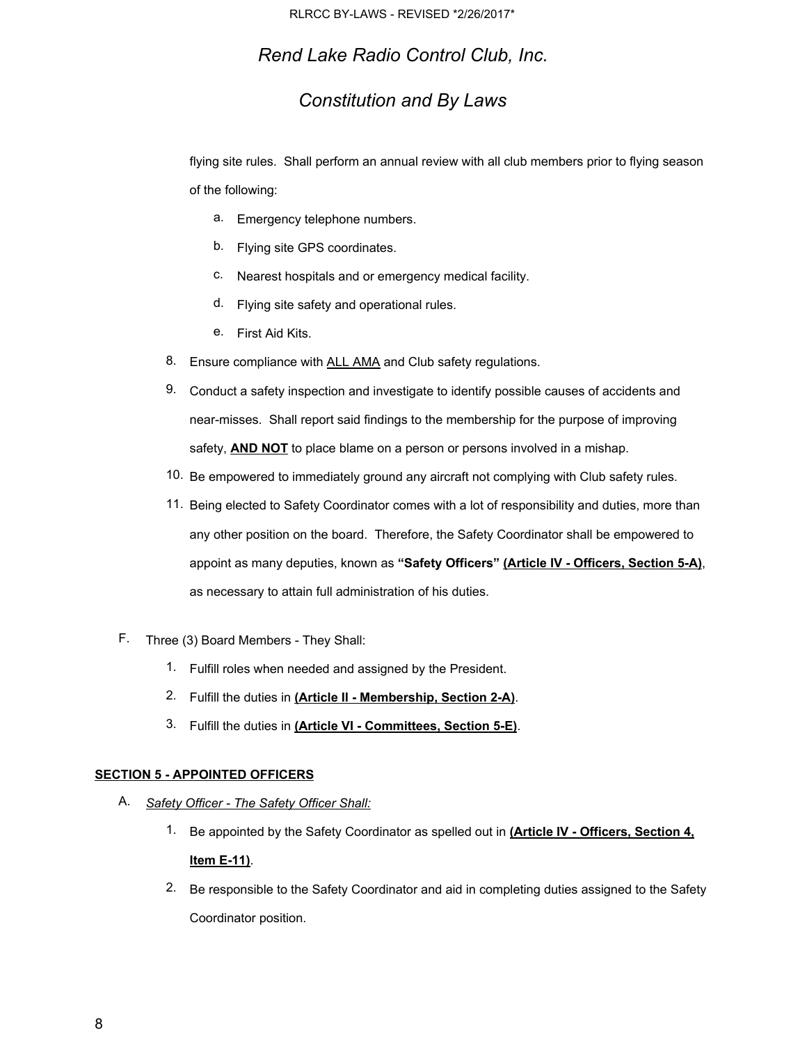flying site rules. Shall perform an annual review with all club members prior to flying season of the following:

   a. Emergency telephone numbers.
   b. Flying site GPS coordinates.
   c. Nearest hospitals and or emergency medical facility.
   d. Flying site safety and operational rules.
   e. First Aid Kits.

8. Ensure compliance with ALL AMA and Club safety regulations.
9. Conduct a safety inspection and investigate to identify possible causes of accidents and near-misses. Shall report said findings to the membership for the purpose of improving safety, **AND NOT** to place blame on a person or persons involved in a mishap.
10. Be empowered to immediately ground any aircraft not complying with Club safety rules.
11. Being elected to Safety Coordinator comes with a lot of responsibility and duties, more than any other position on the board. Therefore, the Safety Coordinator shall be empowered to appoint as many deputies, known as **"Safety Officers"** **(Article IV - Officers, Section 5-A)**, as necessary to attain full administration of his duties.

F. Three (3) Board Members - They Shall:

1. Fulfill roles when needed and assigned by the President.
2. Fulfill the duties in **(Article II - Membership, Section 2-A)**.
3. Fulfill the duties in **(Article VI - Committees, Section 5-E)**.

**SECTION 5 - APPOINTED OFFICERS**

A. *Safety Officer - The Safety Officer Shall:*

1. Be appointed by the Safety Coordinator as spelled out in **(Article IV - Officers, Section 4, Item E-11)**.
2. Be responsible to the Safety Coordinator and aid in completing duties assigned to the Safety Coordinator position.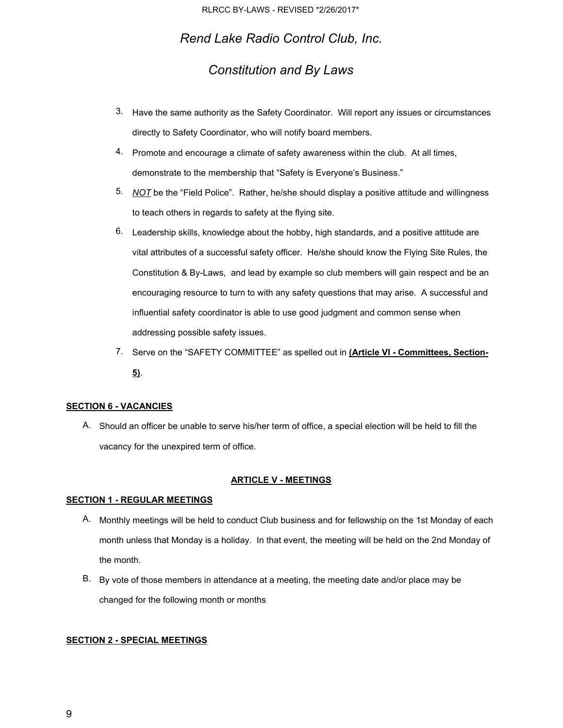3. Have the same authority as the Safety Coordinator. Will report any issues or circumstances directly to Safety Coordinator, who will notify board members.
4. Promote and encourage a climate of safety awareness within the club. At all times, demonstrate to the membership that "Safety is Everyone's Business."
5. *NOT* be the "Field Police". Rather, he/she should display a positive attitude and willingness to teach others in regards to safety at the flying site.
6. Leadership skills, knowledge about the hobby, high standards, and a positive attitude are vital attributes of a successful safety officer. He/she should know the Flying Site Rules, the Constitution & By-Laws, and lead by example so club members will gain respect and be an encouraging resource to turn to with any safety questions that may arise. A successful and influential safety coordinator is able to use good judgment and common sense when addressing possible safety issues.
7. Serve on the "SAFETY COMMITTEE" as spelled out in **(Article VI - Committees, Section-5)**.

**SECTION 6 - VACANCIES**

A. Should an officer be unable to serve his/her term of office, a special election will be held to fill the vacancy for the unexpired term of office.

## ARTICLE V - MEETINGS

**SECTION 1 - REGULAR MEETINGS**

A. Monthly meetings will be held to conduct Club business and for fellowship on the 1st Monday of each month unless that Monday is a holiday. In that event, the meeting will be held on the 2nd Monday of the month.

B. By vote of those members in attendance at a meeting, the meeting date and/or place may be changed for the following month or months

**SECTION 2 - SPECIAL MEETINGS**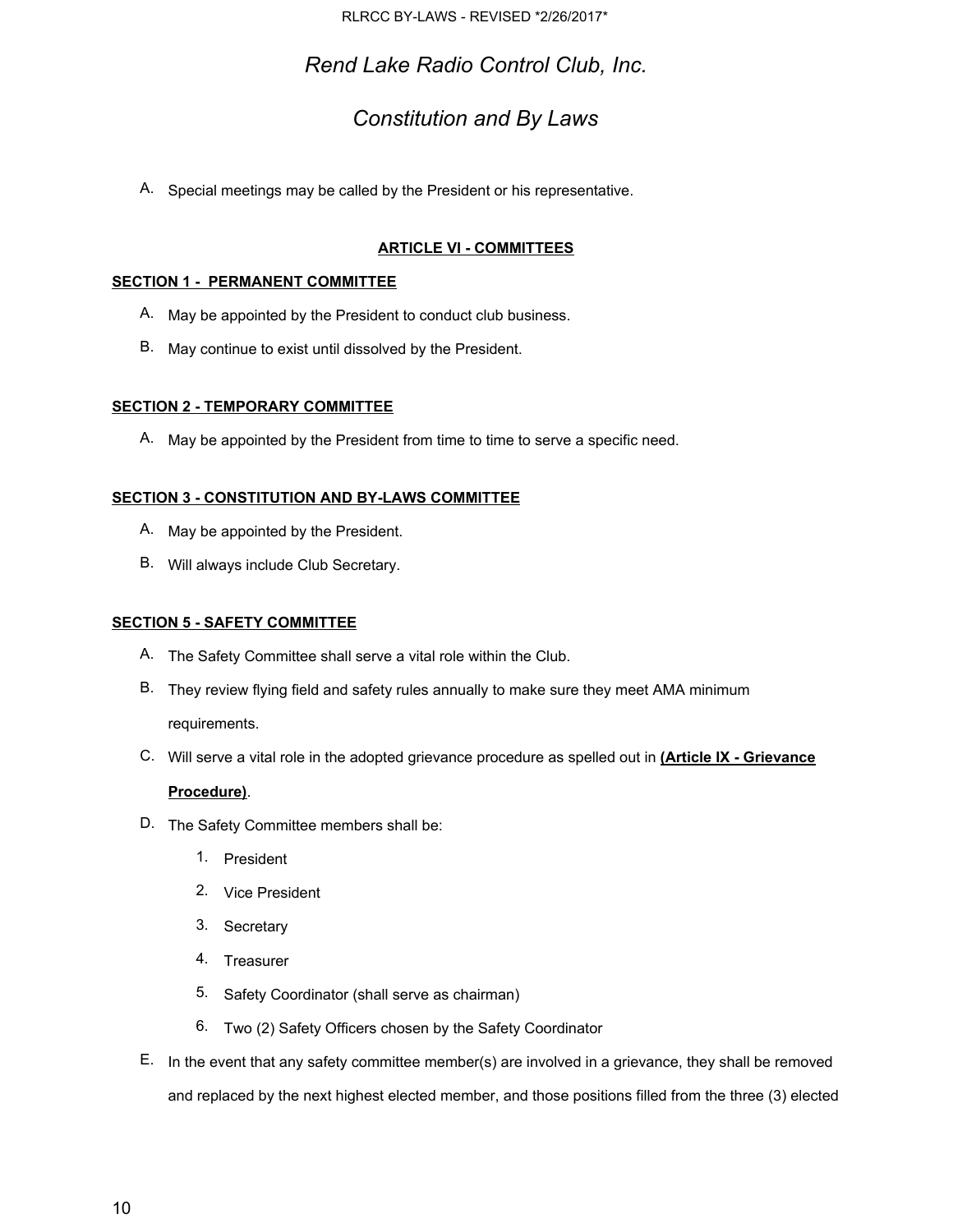# *Rend Lake Radio Control Club, Inc.*

# *Constitution and By Laws*

A. Special meetings may be called by the President or his representative.

## ARTICLE VI - COMMITTEES

### SECTION 1 - PERMANENT COMMITTEE

A. May be appointed by the President to conduct club business.

B. May continue to exist until dissolved by the President.

### SECTION 2 - TEMPORARY COMMITTEE

A. May be appointed by the President from time to time to serve a specific need.

### SECTION 3 - CONSTITUTION AND BY-LAWS COMMITTEE

A. May be appointed by the President.

B. Will always include Club Secretary.

### SECTION 5 - SAFETY COMMITTEE

A. The Safety Committee shall serve a vital role within the Club.

B. They review flying field and safety rules annually to make sure they meet AMA minimum requirements.

C. Will serve a vital role in the adopted grievance procedure as spelled out in **(Article IX - Grievance Procedure)**.

D. The Safety Committee members shall be:

1. President
2. Vice President
3. Secretary
4. Treasurer
5. Safety Coordinator (shall serve as chairman)
6. Two (2) Safety Officers chosen by the Safety Coordinator

E. In the event that any safety committee member(s) are involved in a grievance, they shall be removed and replaced by the next highest elected member, and those positions filled from the three (3) elected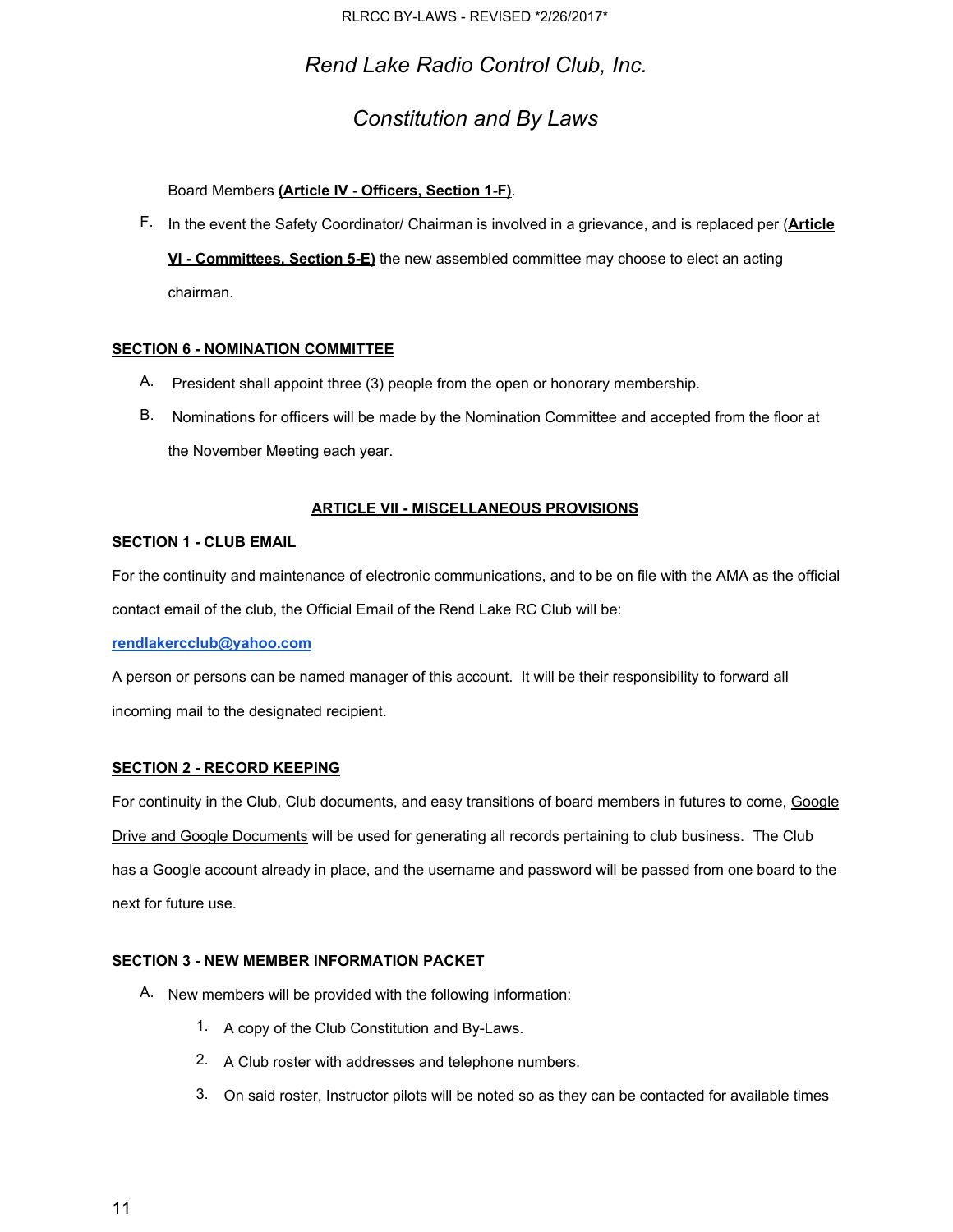Board Members **(Article IV - Officers, Section 1-F)**.

F. In the event the Safety Coordinator/ Chairman is involved in a grievance, and is replaced per (**Article VI - Committees, Section 5-E)** the new assembled committee may choose to elect an acting chairman.

**SECTION 6 - NOMINATION COMMITTEE**

A. President shall appoint three (3) people from the open or honorary membership.

B. Nominations for officers will be made by the Nomination Committee and accepted from the floor at the November Meeting each year.

## ARTICLE VII - MISCELLANEOUS PROVISIONS

**SECTION 1 - CLUB EMAIL**

For the continuity and maintenance of electronic communications, and to be on file with the AMA as the official contact email of the club, the Official Email of the Rend Lake RC Club will be:

rendlakercclub@yahoo.com

A person or persons can be named manager of this account. It will be their responsibility to forward all incoming mail to the designated recipient.

**SECTION 2 - RECORD KEEPING**

For continuity in the Club, Club documents, and easy transitions of board members in futures to come, Google Drive and Google Documents will be used for generating all records pertaining to club business. The Club has a Google account already in place, and the username and password will be passed from one board to the next for future use.

**SECTION 3 - NEW MEMBER INFORMATION PACKET**

A. New members will be provided with the following information:

1. A copy of the Club Constitution and By-Laws.
2. A Club roster with addresses and telephone numbers.
3. On said roster, Instructor pilots will be noted so as they can be contacted for available times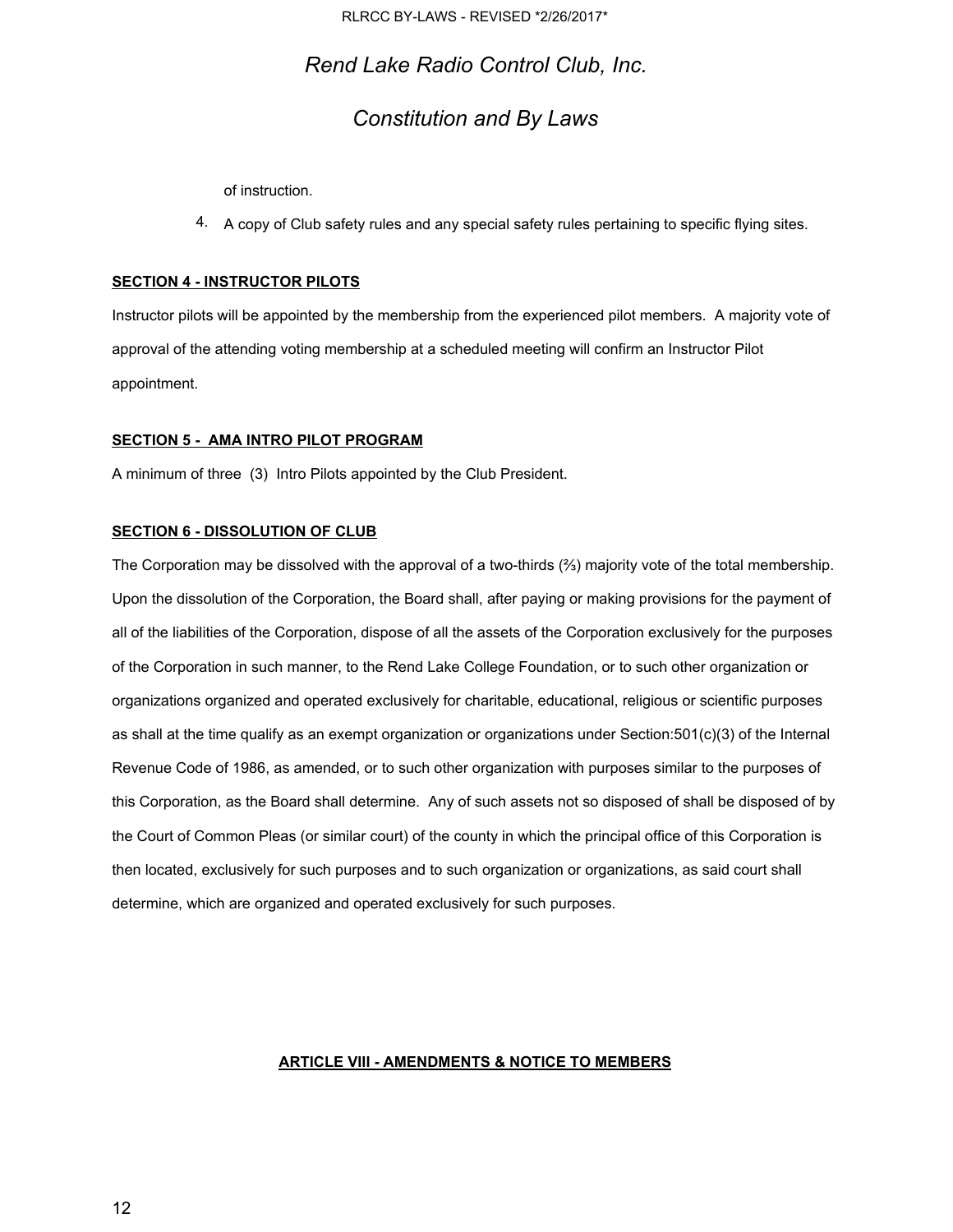of instruction.

4. A copy of Club safety rules and any special safety rules pertaining to specific flying sites.

**SECTION 4 - INSTRUCTOR PILOTS**

Instructor pilots will be appointed by the membership from the experienced pilot members. A majority vote of approval of the attending voting membership at a scheduled meeting will confirm an Instructor Pilot appointment.

**SECTION 5 - AMA INTRO PILOT PROGRAM**

A minimum of three (3) Intro Pilots appointed by the Club President.

**SECTION 6 - DISSOLUTION OF CLUB**

The Corporation may be dissolved with the approval of a two-thirds (⅔) majority vote of the total membership. Upon the dissolution of the Corporation, the Board shall, after paying or making provisions for the payment of all of the liabilities of the Corporation, dispose of all the assets of the Corporation exclusively for the purposes of the Corporation in such manner, to the Rend Lake College Foundation, or to such other organization or organizations organized and operated exclusively for charitable, educational, religious or scientific purposes as shall at the time qualify as an exempt organization or organizations under Section:501(c)(3) of the Internal Revenue Code of 1986, as amended, or to such other organization with purposes similar to the purposes of this Corporation, as the Board shall determine. Any of such assets not so disposed of shall be disposed of by the Court of Common Pleas (or similar court) of the county in which the principal office of this Corporation is then located, exclusively for such purposes and to such organization or organizations, as said court shall determine, which are organized and operated exclusively for such purposes.

## ARTICLE VIII - AMENDMENTS & NOTICE TO MEMBERS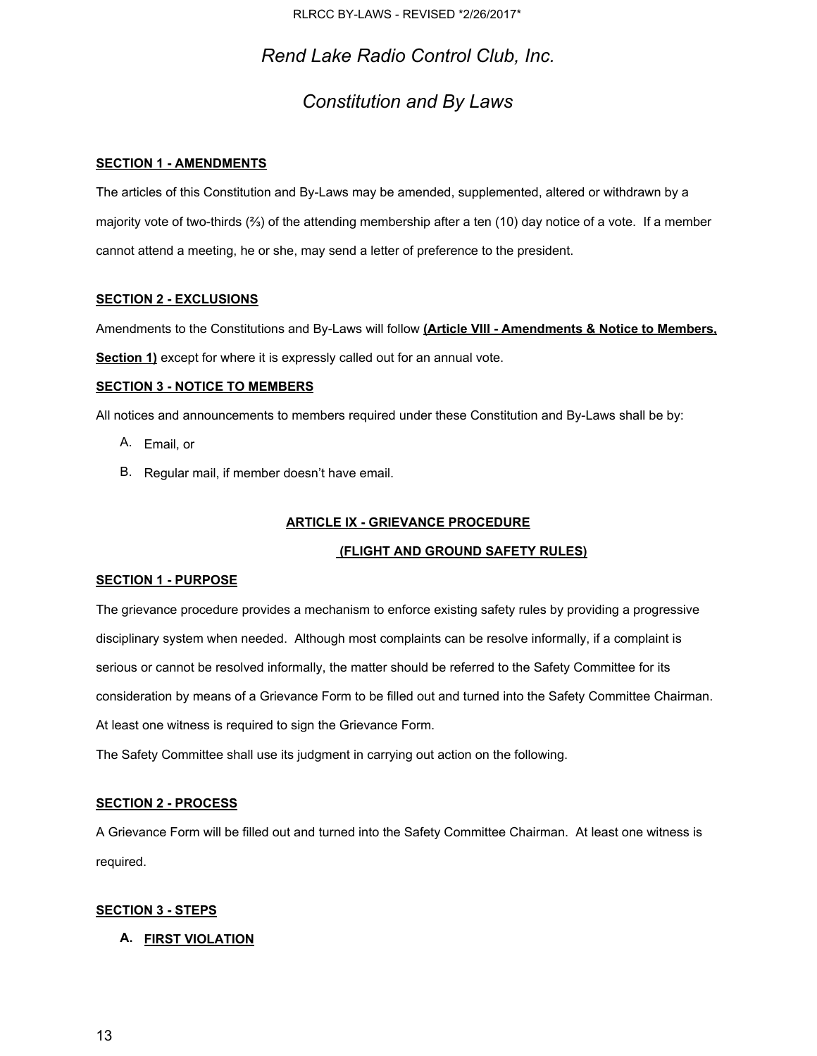# *Rend Lake Radio Control Club, Inc.*

# *Constitution and By Laws*

**SECTION 1 - AMENDMENTS**

The articles of this Constitution and By-Laws may be amended, supplemented, altered or withdrawn by a majority vote of two-thirds (⅔) of the attending membership after a ten (10) day notice of a vote. If a member cannot attend a meeting, he or she, may send a letter of preference to the president.

**SECTION 2 - EXCLUSIONS**

Amendments to the Constitutions and By-Laws will follow **(Article VIII - Amendments & Notice to Members, Section 1)** except for where it is expressly called out for an annual vote.

**SECTION 3 - NOTICE TO MEMBERS**

All notices and announcements to members required under these Constitution and By-Laws shall be by:

A. Email, or
B. Regular mail, if member doesn't have email.

## ARTICLE IX - GRIEVANCE PROCEDURE

## (FLIGHT AND GROUND SAFETY RULES)

**SECTION 1 - PURPOSE**

The grievance procedure provides a mechanism to enforce existing safety rules by providing a progressive disciplinary system when needed. Although most complaints can be resolve informally, if a complaint is serious or cannot be resolved informally, the matter should be referred to the Safety Committee for its consideration by means of a Grievance Form to be filled out and turned into the Safety Committee Chairman. At least one witness is required to sign the Grievance Form.

The Safety Committee shall use its judgment in carrying out action on the following.

**SECTION 2 - PROCESS**

A Grievance Form will be filled out and turned into the Safety Committee Chairman. At least one witness is required.

**SECTION 3 - STEPS**

A. **FIRST VIOLATION**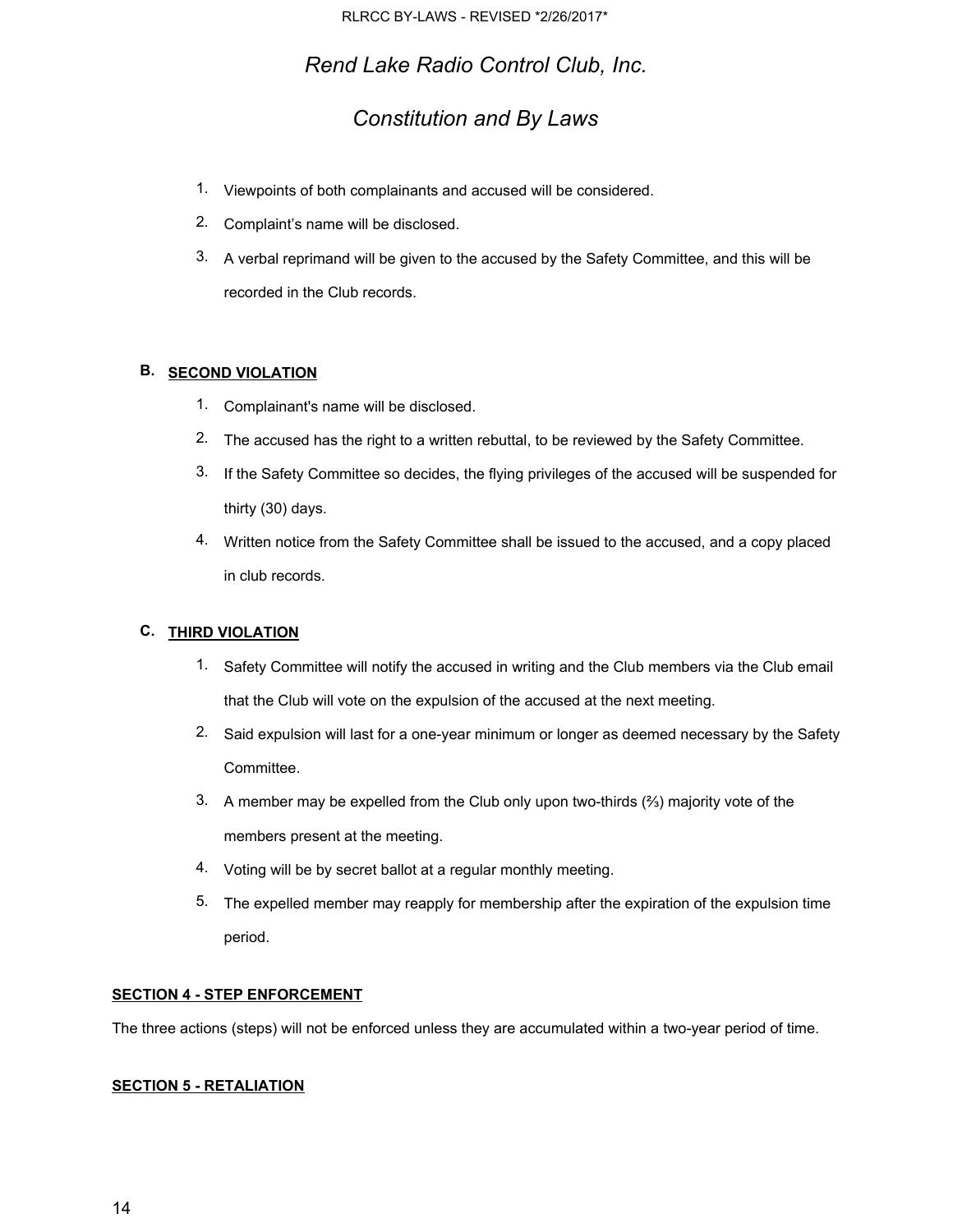1. Viewpoints of both complainants and accused will be considered.
2. Complaint's name will be disclosed.
3. A verbal reprimand will be given to the accused by the Safety Committee, and this will be recorded in the Club records.

**B. SECOND VIOLATION**

1. Complainant's name will be disclosed.
2. The accused has the right to a written rebuttal, to be reviewed by the Safety Committee.
3. If the Safety Committee so decides, the flying privileges of the accused will be suspended for thirty (30) days.
4. Written notice from the Safety Committee shall be issued to the accused, and a copy placed in club records.

**C. THIRD VIOLATION**

1. Safety Committee will notify the accused in writing and the Club members via the Club email that the Club will vote on the expulsion of the accused at the next meeting.
2. Said expulsion will last for a one-year minimum or longer as deemed necessary by the Safety Committee.
3. A member may be expelled from the Club only upon two-thirds (⅔) majority vote of the members present at the meeting.
4. Voting will be by secret ballot at a regular monthly meeting.
5. The expelled member may reapply for membership after the expiration of the expulsion time period.

**SECTION 4 - STEP ENFORCEMENT**

The three actions (steps) will not be enforced unless they are accumulated within a two-year period of time.

**SECTION 5 - RETALIATION**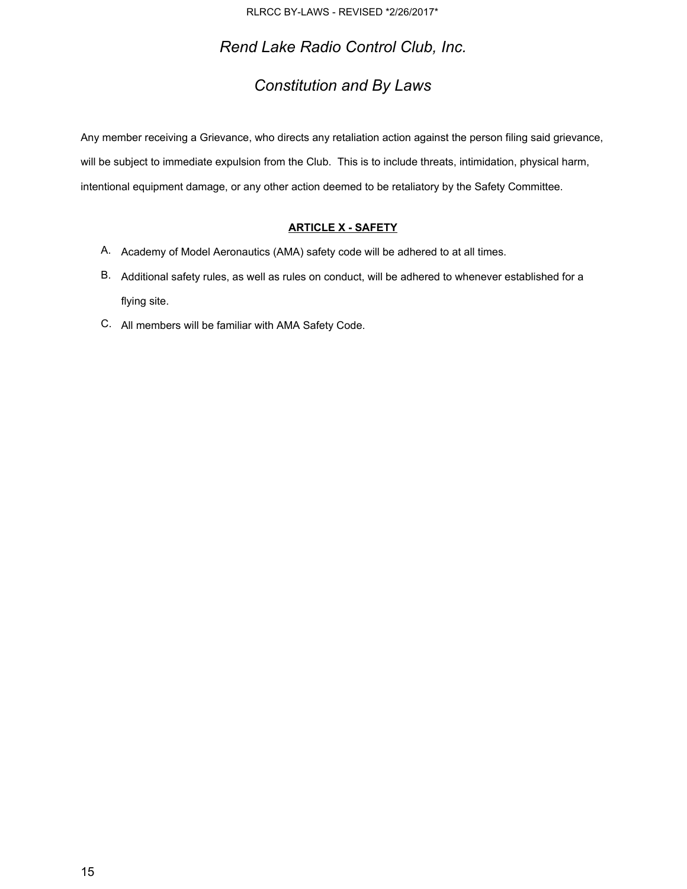Any member receiving a Grievance, who directs any retaliation action against the person filing said grievance, will be subject to immediate expulsion from the Club. This is to include threats, intimidation, physical harm, intentional equipment damage, or any other action deemed to be retaliatory by the Safety Committee.

## ARTICLE X - SAFETY

A. Academy of Model Aeronautics (AMA) safety code will be adhered to at all times.

B. Additional safety rules, as well as rules on conduct, will be adhered to whenever established for a flying site.

C. All members will be familiar with AMA Safety Code.